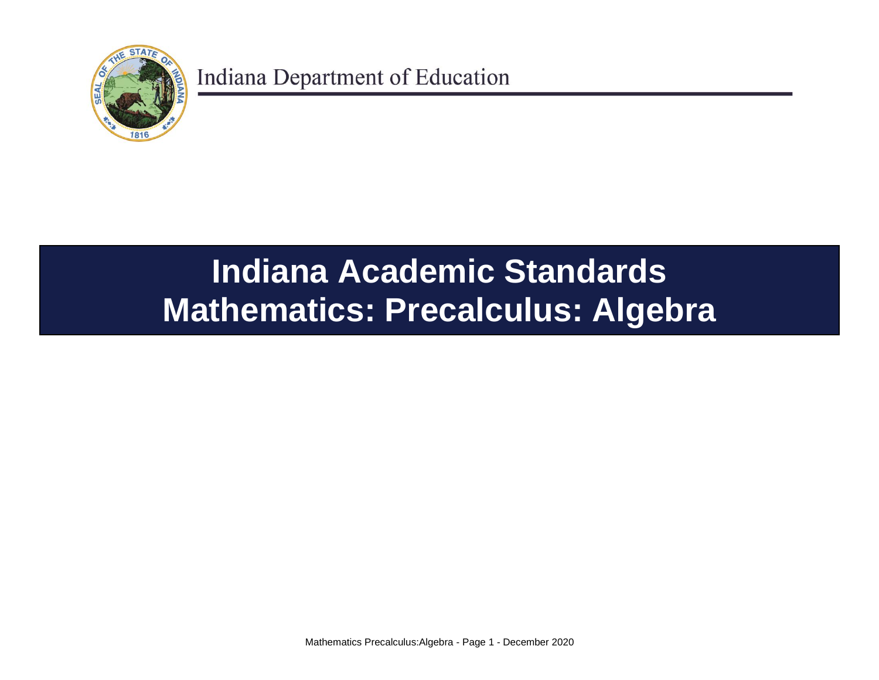Indiana Department of Education

# Indiana Academic Standards
# Mathematics: Precalculus: Algebra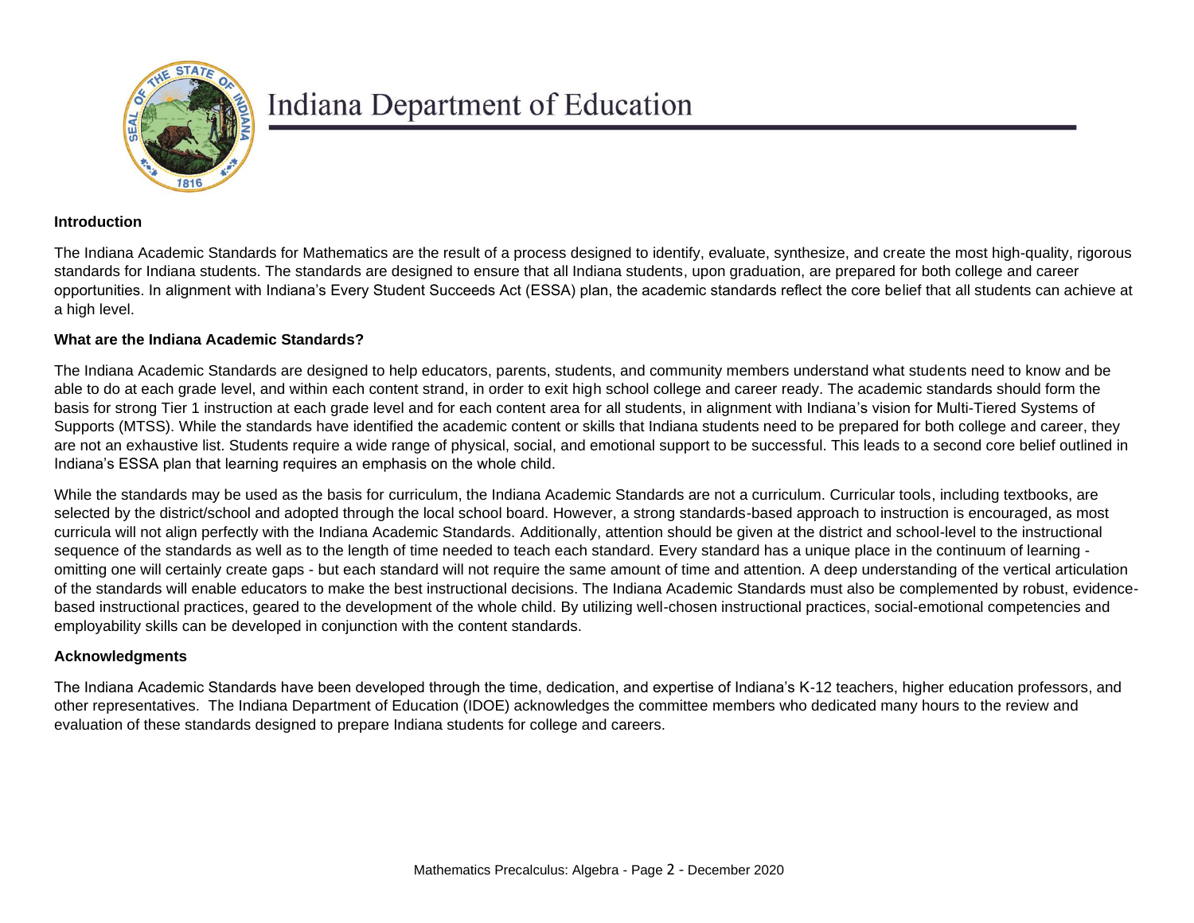# Indiana Department of Education

## Introduction

The Indiana Academic Standards for Mathematics are the result of a process designed to identify, evaluate, synthesize, and create the most high-quality, rigorous standards for Indiana students. The standards are designed to ensure that all Indiana students, upon graduation, are prepared for both college and career opportunities. In alignment with Indiana's Every Student Succeeds Act (ESSA) plan, the academic standards reflect the core belief that all students can achieve at a high level.

## What are the Indiana Academic Standards?

The Indiana Academic Standards are designed to help educators, parents, students, and community members understand what students need to know and be able to do at each grade level, and within each content strand, in order to exit high school college and career ready. The academic standards should form the basis for strong Tier 1 instruction at each grade level and for each content area for all students, in alignment with Indiana's vision for Multi-Tiered Systems of Supports (MTSS). While the standards have identified the academic content or skills that Indiana students need to be prepared for both college and career, they are not an exhaustive list. Students require a wide range of physical, social, and emotional support to be successful. This leads to a second core belief outlined in Indiana's ESSA plan that learning requires an emphasis on the whole child.

While the standards may be used as the basis for curriculum, the Indiana Academic Standards are not a curriculum. Curricular tools, including textbooks, are selected by the district/school and adopted through the local school board. However, a strong standards-based approach to instruction is encouraged, as most curricula will not align perfectly with the Indiana Academic Standards. Additionally, attention should be given at the district and school-level to the instructional sequence of the standards as well as to the length of time needed to teach each standard. Every standard has a unique place in the continuum of learning - omitting one will certainly create gaps - but each standard will not require the same amount of time and attention. A deep understanding of the vertical articulation of the standards will enable educators to make the best instructional decisions. The Indiana Academic Standards must also be complemented by robust, evidence-based instructional practices, geared to the development of the whole child. By utilizing well-chosen instructional practices, social-emotional competencies and employability skills can be developed in conjunction with the content standards.

## Acknowledgments

The Indiana Academic Standards have been developed through the time, dedication, and expertise of Indiana's K-12 teachers, higher education professors, and other representatives. The Indiana Department of Education (IDOE) acknowledges the committee members who dedicated many hours to the review and evaluation of these standards designed to prepare Indiana students for college and careers.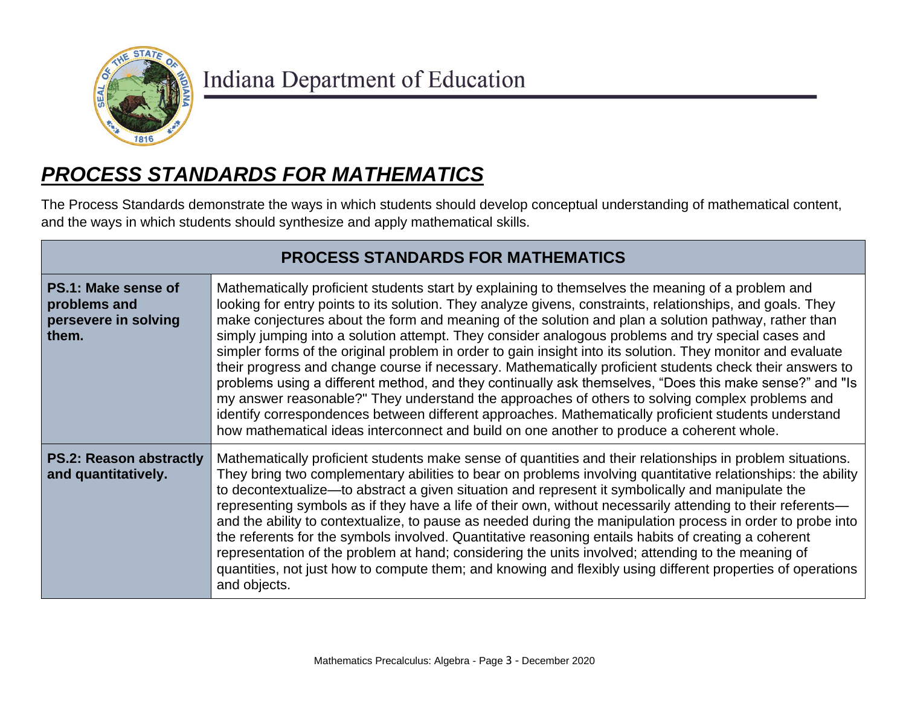Indiana Department of Education

# *PROCESS STANDARDS FOR MATHEMATICS*

The Process Standards demonstrate the ways in which students should develop conceptual understanding of mathematical content, and the ways in which students should synthesize and apply mathematical skills.

| PROCESS STANDARDS FOR MATHEMATICS | |
|---|---|
| **PS.1: Make sense of problems and persevere in solving them.** | Mathematically proficient students start by explaining to themselves the meaning of a problem and looking for entry points to its solution. They analyze givens, constraints, relationships, and goals. They make conjectures about the form and meaning of the solution and plan a solution pathway, rather than simply jumping into a solution attempt. They consider analogous problems and try special cases and simpler forms of the original problem in order to gain insight into its solution. They monitor and evaluate their progress and change course if necessary. Mathematically proficient students check their answers to problems using a different method, and they continually ask themselves, "Does this make sense?" and "Is my answer reasonable?" They understand the approaches of others to solving complex problems and identify correspondences between different approaches. Mathematically proficient students understand how mathematical ideas interconnect and build on one another to produce a coherent whole. |
| **PS.2: Reason abstractly and quantitatively.** | Mathematically proficient students make sense of quantities and their relationships in problem situations. They bring two complementary abilities to bear on problems involving quantitative relationships: the ability to decontextualize—to abstract a given situation and represent it symbolically and manipulate the representing symbols as if they have a life of their own, without necessarily attending to their referents—and the ability to contextualize, to pause as needed during the manipulation process in order to probe into the referents for the symbols involved. Quantitative reasoning entails habits of creating a coherent representation of the problem at hand; considering the units involved; attending to the meaning of quantities, not just how to compute them; and knowing and flexibly using different properties of operations and objects. |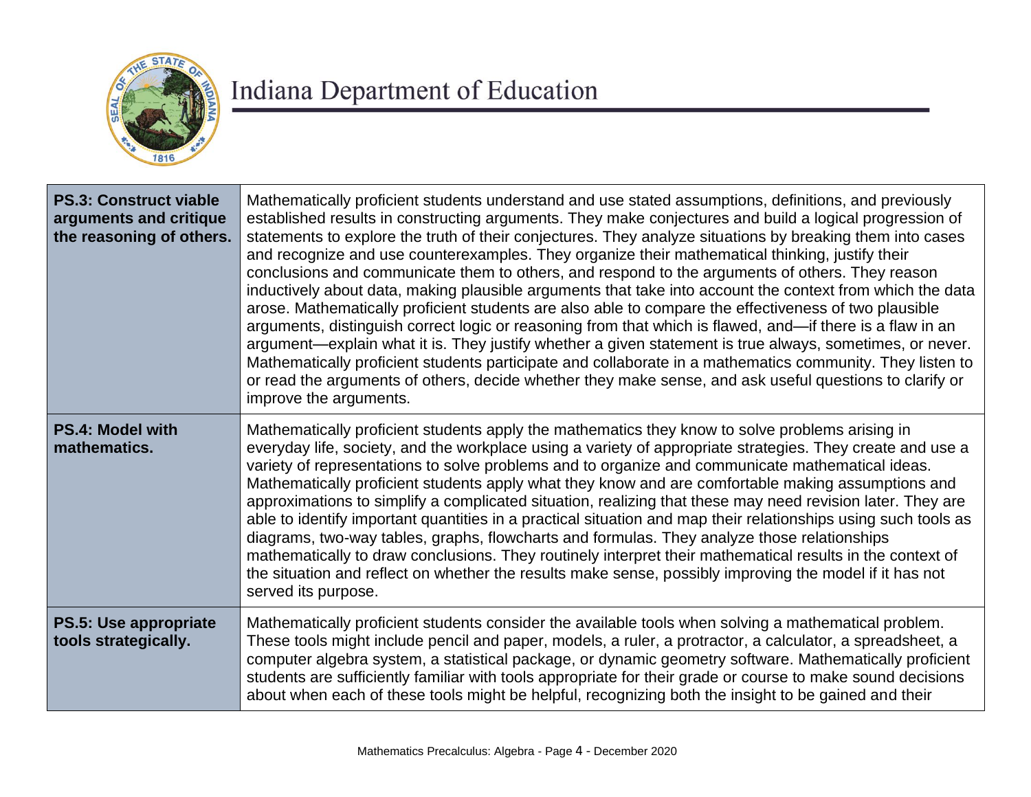| | |
|---|---|
| **PS.3: Construct viable arguments and critique the reasoning of others.** | Mathematically proficient students understand and use stated assumptions, definitions, and previously established results in constructing arguments. They make conjectures and build a logical progression of statements to explore the truth of their conjectures. They analyze situations by breaking them into cases and recognize and use counterexamples. They organize their mathematical thinking, justify their conclusions and communicate them to others, and respond to the arguments of others. They reason inductively about data, making plausible arguments that take into account the context from which the data arose. Mathematically proficient students are also able to compare the effectiveness of two plausible arguments, distinguish correct logic or reasoning from that which is flawed, and—if there is a flaw in an argument—explain what it is. They justify whether a given statement is true always, sometimes, or never. Mathematically proficient students participate and collaborate in a mathematics community. They listen to or read the arguments of others, decide whether they make sense, and ask useful questions to clarify or improve the arguments. |
| **PS.4: Model with mathematics.** | Mathematically proficient students apply the mathematics they know to solve problems arising in everyday life, society, and the workplace using a variety of appropriate strategies. They create and use a variety of representations to solve problems and to organize and communicate mathematical ideas. Mathematically proficient students apply what they know and are comfortable making assumptions and approximations to simplify a complicated situation, realizing that these may need revision later. They are able to identify important quantities in a practical situation and map their relationships using such tools as diagrams, two-way tables, graphs, flowcharts and formulas. They analyze those relationships mathematically to draw conclusions. They routinely interpret their mathematical results in the context of the situation and reflect on whether the results make sense, possibly improving the model if it has not served its purpose. |
| **PS.5: Use appropriate tools strategically.** | Mathematically proficient students consider the available tools when solving a mathematical problem. These tools might include pencil and paper, models, a ruler, a protractor, a calculator, a spreadsheet, a computer algebra system, a statistical package, or dynamic geometry software. Mathematically proficient students are sufficiently familiar with tools appropriate for their grade or course to make sound decisions about when each of these tools might be helpful, recognizing both the insight to be gained and their |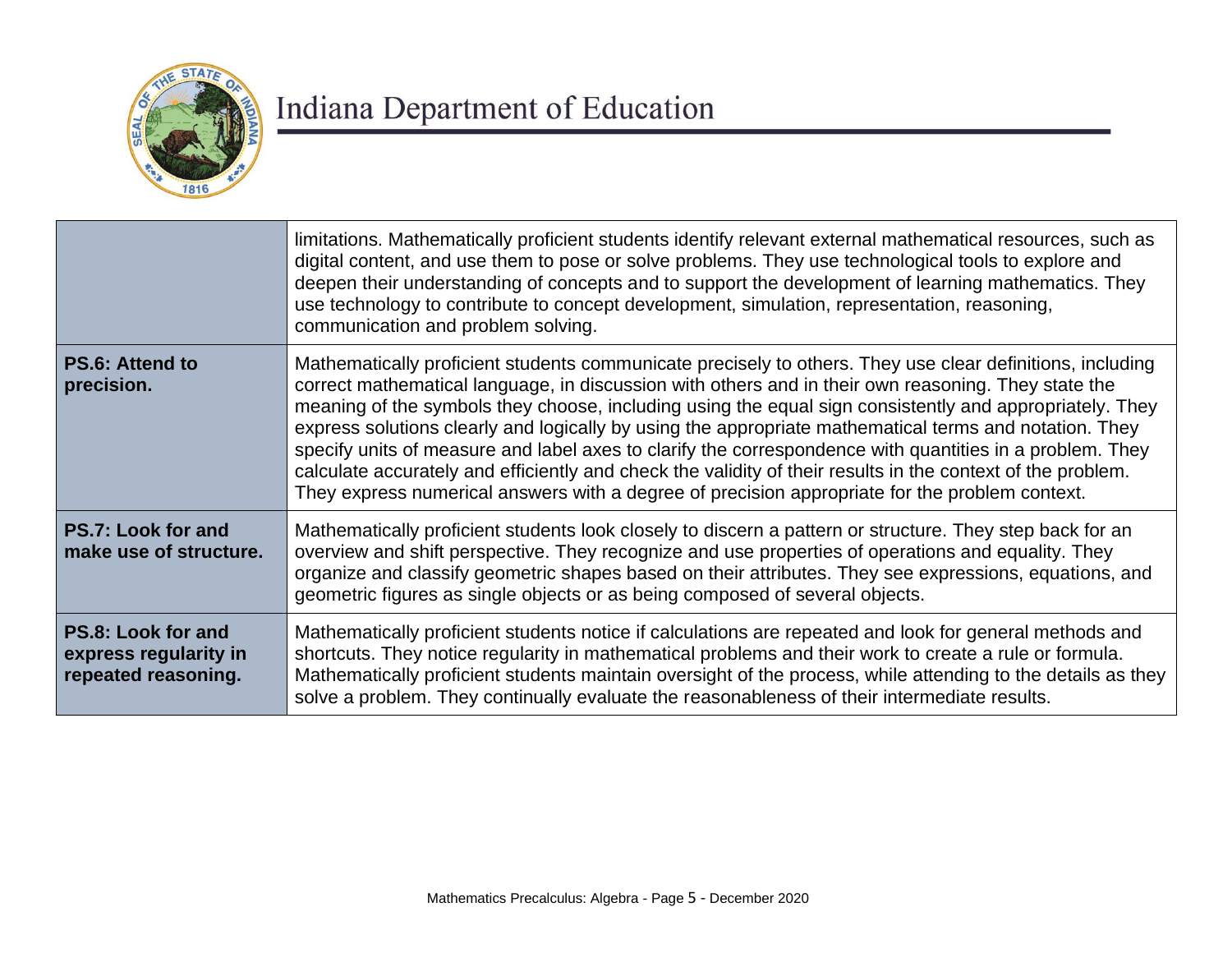| | |
|---|---|
| | limitations. Mathematically proficient students identify relevant external mathematical resources, such as digital content, and use them to pose or solve problems. They use technological tools to explore and deepen their understanding of concepts and to support the development of learning mathematics. They use technology to contribute to concept development, simulation, representation, reasoning, communication and problem solving. |
| **PS.6: Attend to precision.** | Mathematically proficient students communicate precisely to others. They use clear definitions, including correct mathematical language, in discussion with others and in their own reasoning. They state the meaning of the symbols they choose, including using the equal sign consistently and appropriately. They express solutions clearly and logically by using the appropriate mathematical terms and notation. They specify units of measure and label axes to clarify the correspondence with quantities in a problem. They calculate accurately and efficiently and check the validity of their results in the context of the problem. They express numerical answers with a degree of precision appropriate for the problem context. |
| **PS.7: Look for and make use of structure.** | Mathematically proficient students look closely to discern a pattern or structure. They step back for an overview and shift perspective. They recognize and use properties of operations and equality. They organize and classify geometric shapes based on their attributes. They see expressions, equations, and geometric figures as single objects or as being composed of several objects. |
| **PS.8: Look for and express regularity in repeated reasoning.** | Mathematically proficient students notice if calculations are repeated and look for general methods and shortcuts. They notice regularity in mathematical problems and their work to create a rule or formula. Mathematically proficient students maintain oversight of the process, while attending to the details as they solve a problem. They continually evaluate the reasonableness of their intermediate results. |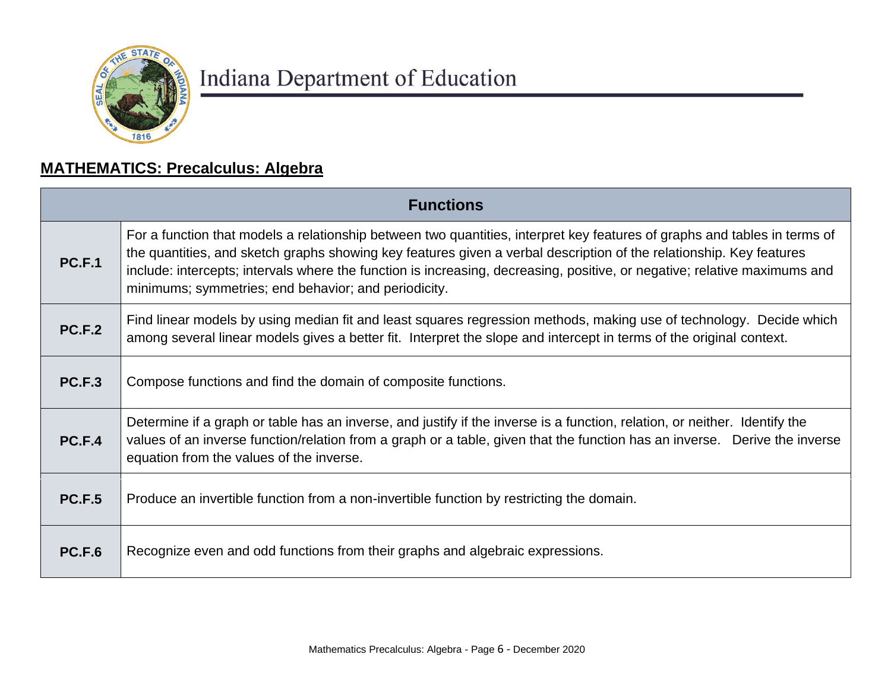Indiana Department of Education

## MATHEMATICS: Precalculus: Algebra

| Functions | |
|---|---|
| **PC.F.1** | For a function that models a relationship between two quantities, interpret key features of graphs and tables in terms of the quantities, and sketch graphs showing key features given a verbal description of the relationship. Key features include: intercepts; intervals where the function is increasing, decreasing, positive, or negative; relative maximums and minimums; symmetries; end behavior; and periodicity. |
| **PC.F.2** | Find linear models by using median fit and least squares regression methods, making use of technology. Decide which among several linear models gives a better fit. Interpret the slope and intercept in terms of the original context. |
| **PC.F.3** | Compose functions and find the domain of composite functions. |
| **PC.F.4** | Determine if a graph or table has an inverse, and justify if the inverse is a function, relation, or neither. Identify the values of an inverse function/relation from a graph or a table, given that the function has an inverse. Derive the inverse equation from the values of the inverse. |
| **PC.F.5** | Produce an invertible function from a non-invertible function by restricting the domain. |
| **PC.F.6** | Recognize even and odd functions from their graphs and algebraic expressions. |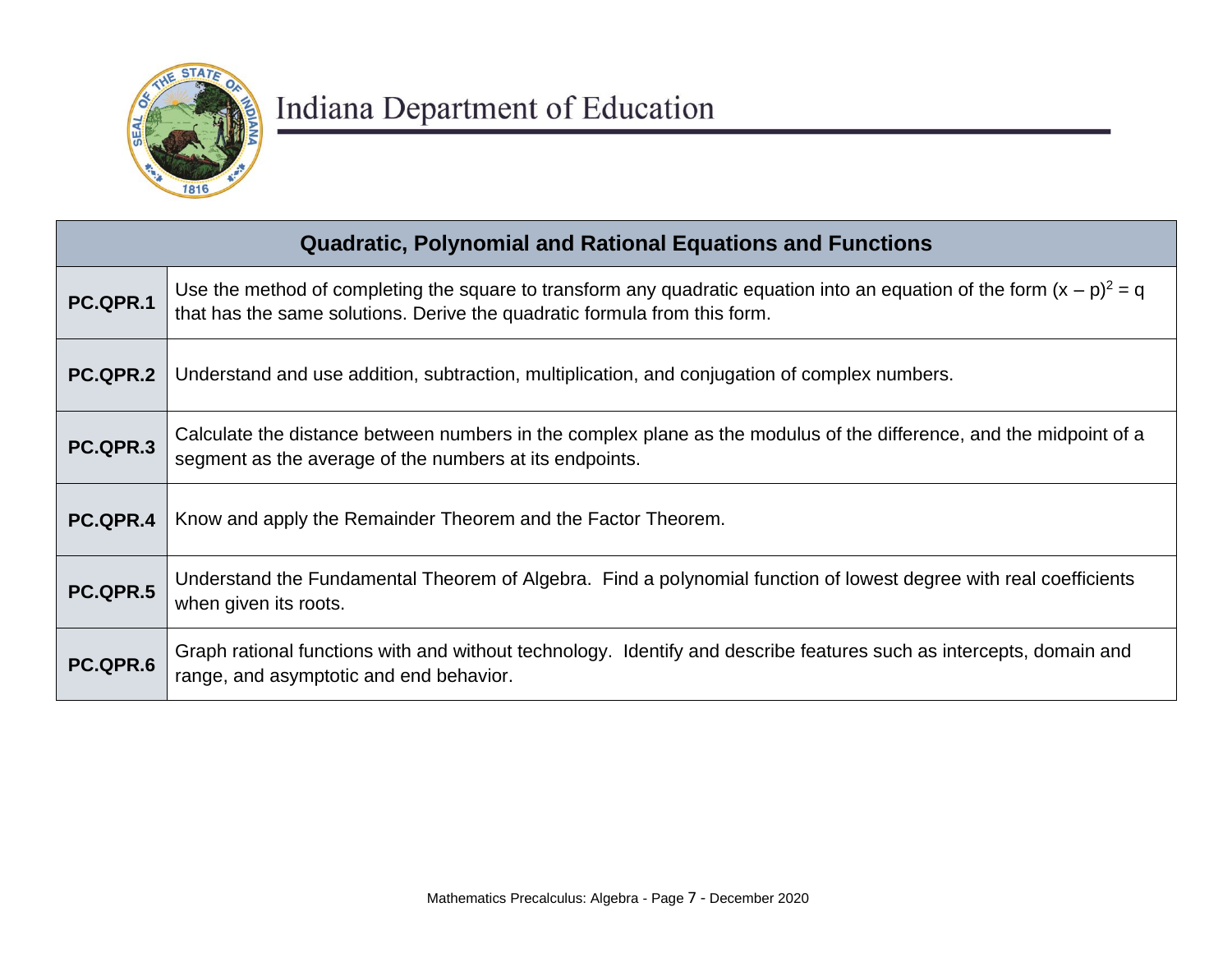| Quadratic, Polynomial and Rational Equations and Functions | |
|---|---|
| **PC.QPR.1** | Use the method of completing the square to transform any quadratic equation into an equation of the form $(x – p)^2 = q$ that has the same solutions. Derive the quadratic formula from this form. |
| **PC.QPR.2** | Understand and use addition, subtraction, multiplication, and conjugation of complex numbers. |
| **PC.QPR.3** | Calculate the distance between numbers in the complex plane as the modulus of the difference, and the midpoint of a segment as the average of the numbers at its endpoints. |
| **PC.QPR.4** | Know and apply the Remainder Theorem and the Factor Theorem. |
| **PC.QPR.5** | Understand the Fundamental Theorem of Algebra. Find a polynomial function of lowest degree with real coefficients when given its roots. |
| **PC.QPR.6** | Graph rational functions with and without technology. Identify and describe features such as intercepts, domain and range, and asymptotic and end behavior. |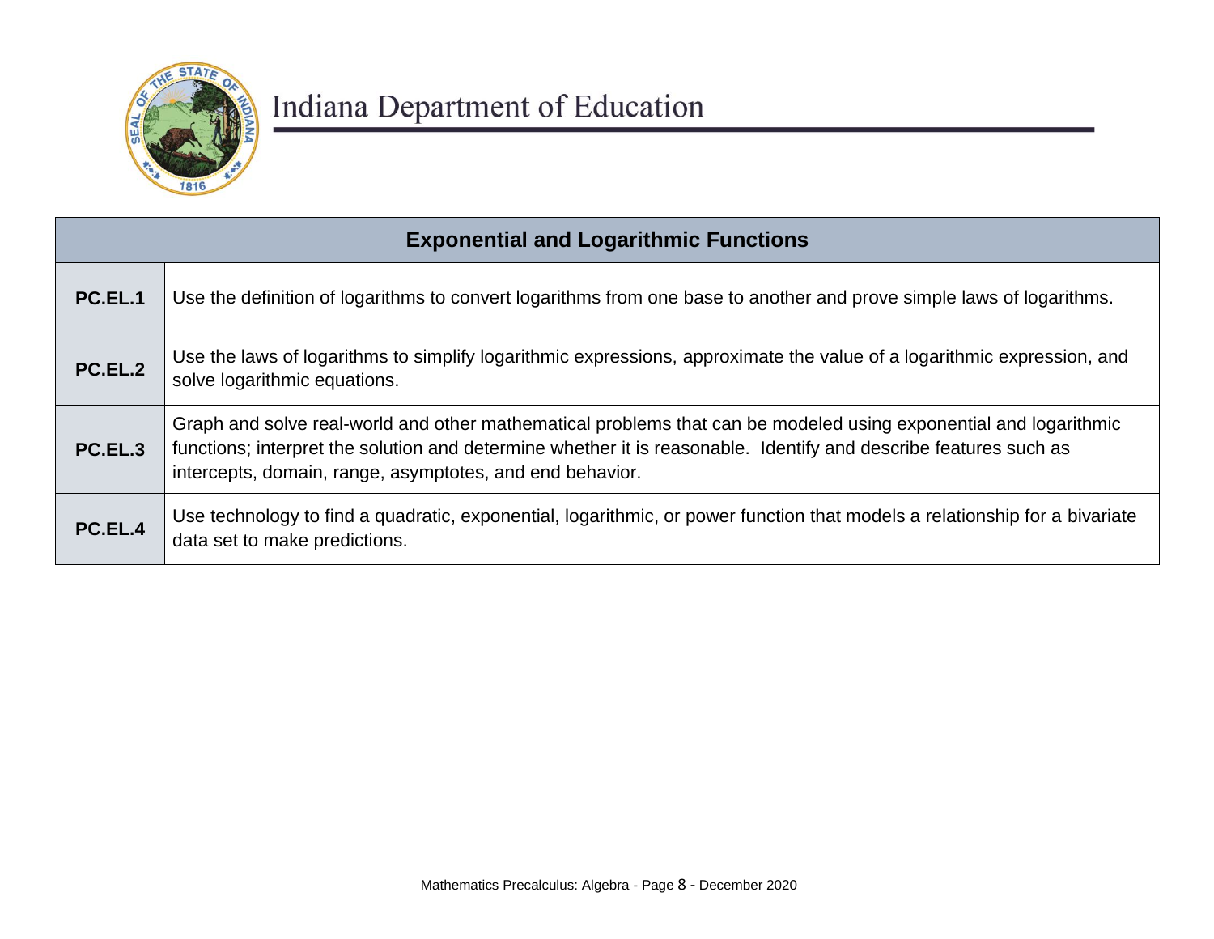Indiana Department of Education

| Exponential and Logarithmic Functions | |
|---|---|
| **PC.EL.1** | Use the definition of logarithms to convert logarithms from one base to another and prove simple laws of logarithms. |
| **PC.EL.2** | Use the laws of logarithms to simplify logarithmic expressions, approximate the value of a logarithmic expression, and solve logarithmic equations. |
| **PC.EL.3** | Graph and solve real-world and other mathematical problems that can be modeled using exponential and logarithmic functions; interpret the solution and determine whether it is reasonable. Identify and describe features such as intercepts, domain, range, asymptotes, and end behavior. |
| **PC.EL.4** | Use technology to find a quadratic, exponential, logarithmic, or power function that models a relationship for a bivariate data set to make predictions. |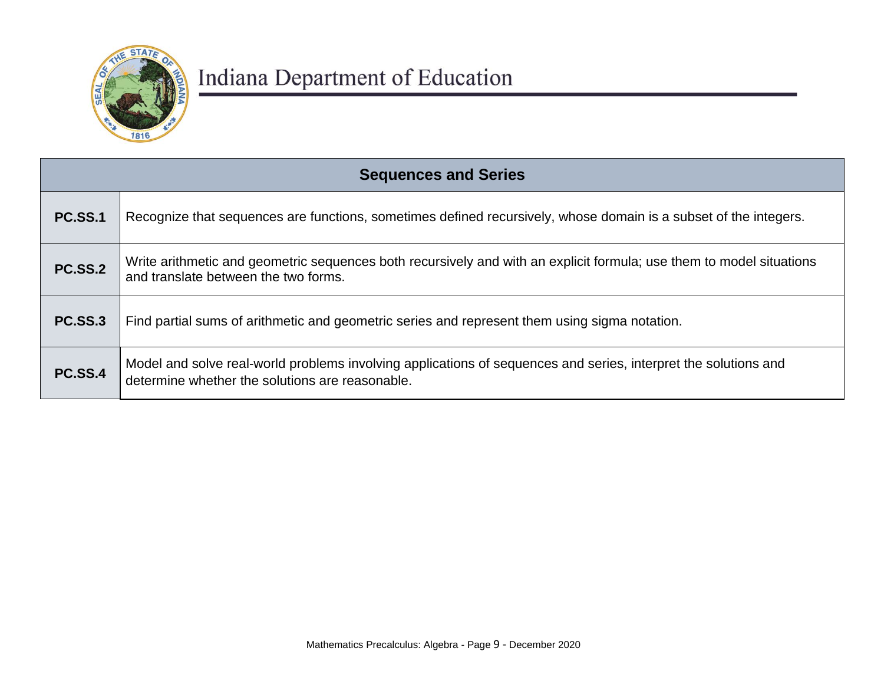| Sequences and Series | |
|---|---|
| **PC.SS.1** | Recognize that sequences are functions, sometimes defined recursively, whose domain is a subset of the integers. |
| **PC.SS.2** | Write arithmetic and geometric sequences both recursively and with an explicit formula; use them to model situations and translate between the two forms. |
| **PC.SS.3** | Find partial sums of arithmetic and geometric series and represent them using sigma notation. |
| **PC.SS.4** | Model and solve real-world problems involving applications of sequences and series, interpret the solutions and determine whether the solutions are reasonable. |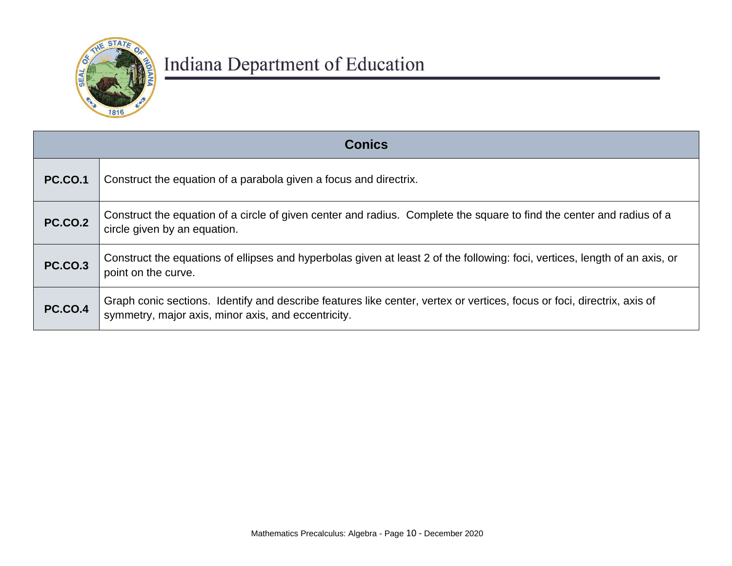Indiana Department of Education

| Conics | |
|---|---|
| **PC.CO.1** | Construct the equation of a parabola given a focus and directrix. |
| **PC.CO.2** | Construct the equation of a circle of given center and radius. Complete the square to find the center and radius of a circle given by an equation. |
| **PC.CO.3** | Construct the equations of ellipses and hyperbolas given at least 2 of the following: foci, vertices, length of an axis, or point on the curve. |
| **PC.CO.4** | Graph conic sections. Identify and describe features like center, vertex or vertices, focus or foci, directrix, axis of symmetry, major axis, minor axis, and eccentricity. |